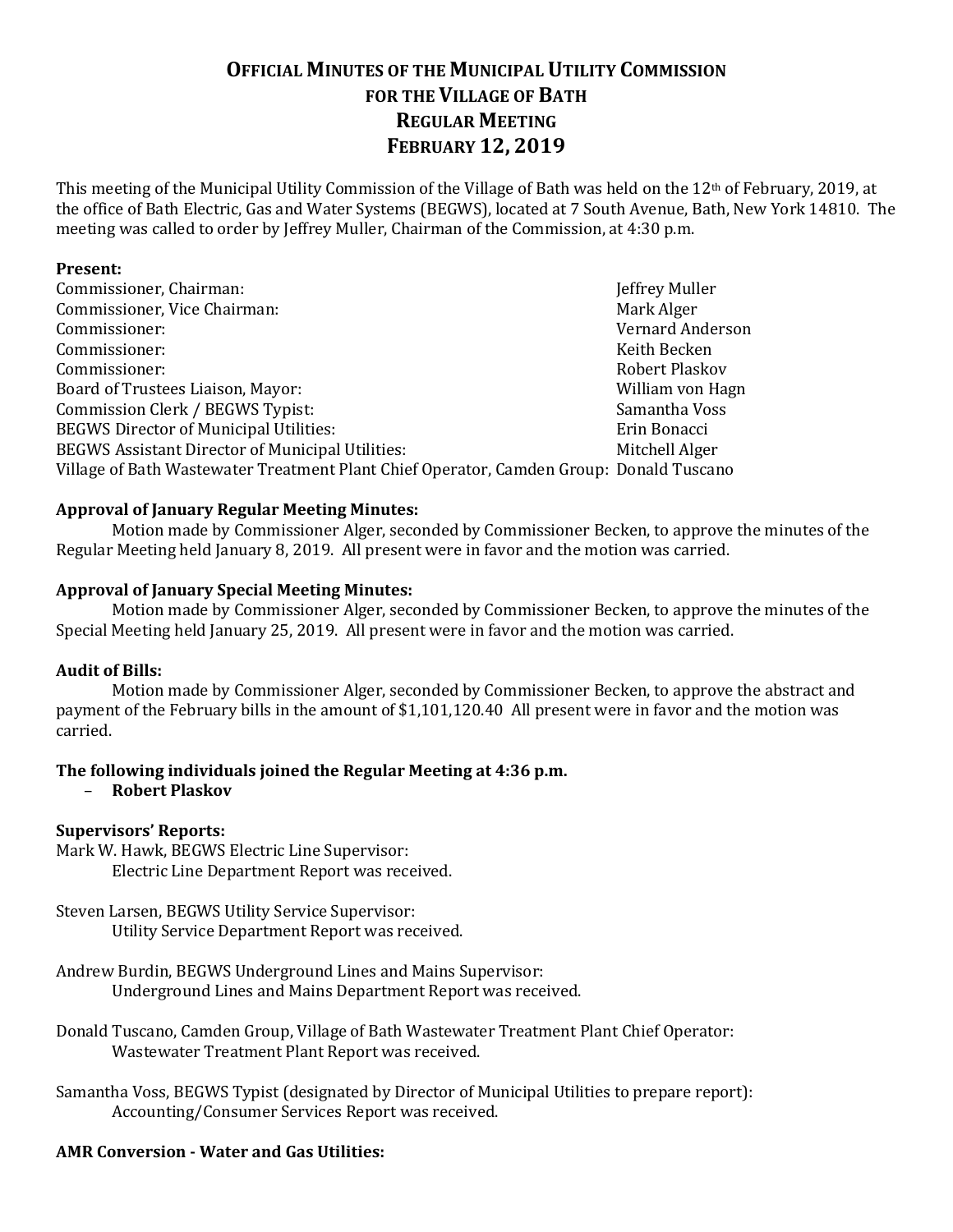# Official Minutes of the Municipal Utility Commission for the Village of Bath Regular Meeting February 12, 2019

This meeting of the Municipal Utility Commission of the Village of Bath was held on the 12th of February, 2019, at the office of Bath Electric, Gas and Water Systems (BEGWS), located at 7 South Avenue, Bath, New York 14810. The meeting was called to order by Jeffrey Muller, Chairman of the Commission, at 4:30 p.m.

**Present:**

| | |
|---|---|
| Commissioner, Chairman: | Jeffrey Muller |
| Commissioner, Vice Chairman: | Mark Alger |
| Commissioner: | Vernard Anderson |
| Commissioner: | Keith Becken |
| Commissioner: | Robert Plaskov |
| Board of Trustees Liaison, Mayor: | William von Hagn |
| Commission Clerk / BEGWS Typist: | Samantha Voss |
| BEGWS Director of Municipal Utilities: | Erin Bonacci |
| BEGWS Assistant Director of Municipal Utilities: | Mitchell Alger |
| Village of Bath Wastewater Treatment Plant Chief Operator, Camden Group: | Donald Tuscano |

**Approval of January Regular Meeting Minutes:**

Motion made by Commissioner Alger, seconded by Commissioner Becken, to approve the minutes of the Regular Meeting held January 8, 2019. All present were in favor and the motion was carried.

**Approval of January Special Meeting Minutes:**

Motion made by Commissioner Alger, seconded by Commissioner Becken, to approve the minutes of the Special Meeting held January 25, 2019. All present were in favor and the motion was carried.

**Audit of Bills:**

Motion made by Commissioner Alger, seconded by Commissioner Becken, to approve the abstract and payment of the February bills in the amount of $1,101,120.40 All present were in favor and the motion was carried.

**The following individuals joined the Regular Meeting at 4:36 p.m.**

- **Robert Plaskov**

**Supervisors' Reports:**

Mark W. Hawk, BEGWS Electric Line Supervisor:
Electric Line Department Report was received.

Steven Larsen, BEGWS Utility Service Supervisor:
Utility Service Department Report was received.

Andrew Burdin, BEGWS Underground Lines and Mains Supervisor:
Underground Lines and Mains Department Report was received.

Donald Tuscano, Camden Group, Village of Bath Wastewater Treatment Plant Chief Operator:
Wastewater Treatment Plant Report was received.

Samantha Voss, BEGWS Typist (designated by Director of Municipal Utilities to prepare report):
Accounting/Consumer Services Report was received.

**AMR Conversion - Water and Gas Utilities:**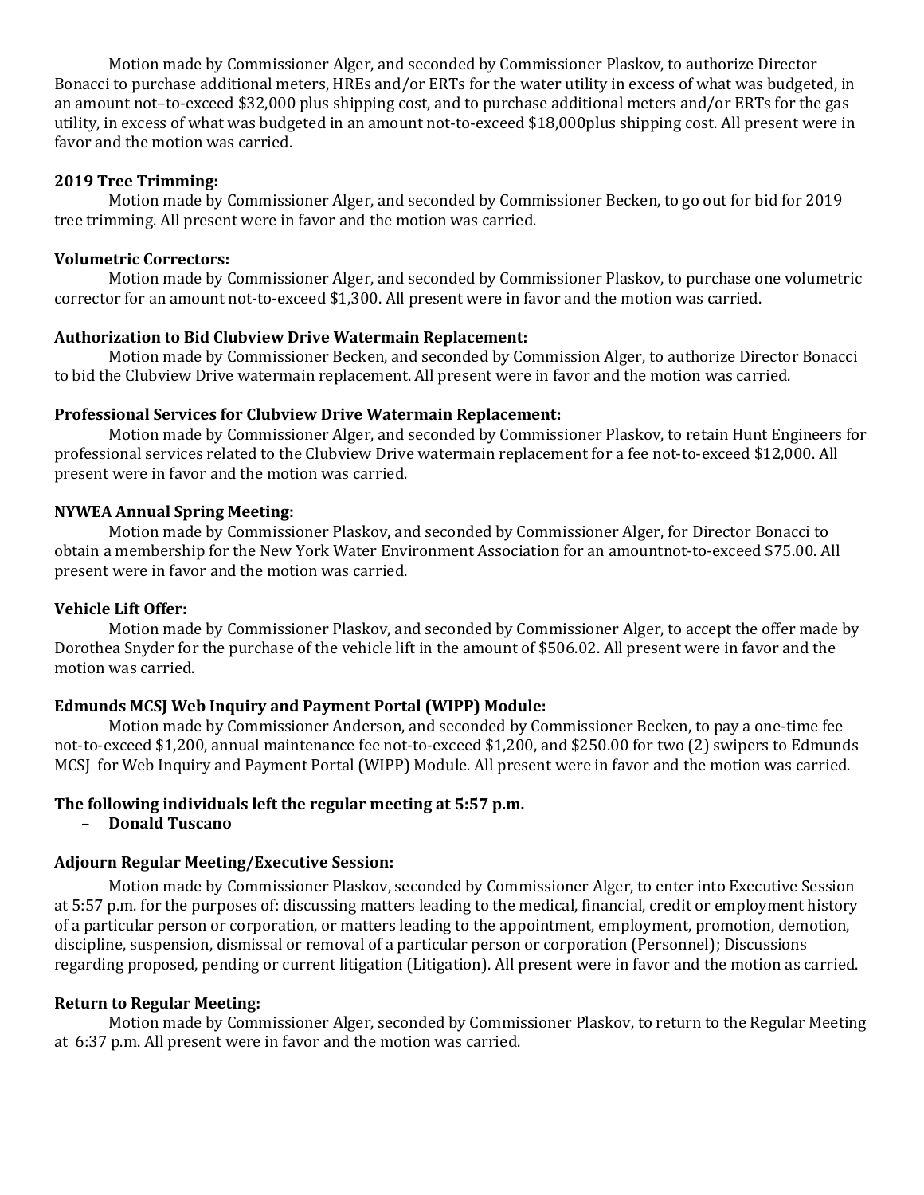Motion made by Commissioner Alger, and seconded by Commissioner Plaskov, to authorize Director Bonacci to purchase additional meters, HREs and/or ERTs for the water utility in excess of what was budgeted, in an amount not–to-exceed $32,000 plus shipping cost, and to purchase additional meters and/or ERTs for the gas utility, in excess of what was budgeted in an amount not-to-exceed $18,000plus shipping cost. All present were in favor and the motion was carried.

**2019 Tree Trimming:**

Motion made by Commissioner Alger, and seconded by Commissioner Becken, to go out for bid for 2019 tree trimming. All present were in favor and the motion was carried.

**Volumetric Correctors:**

Motion made by Commissioner Alger, and seconded by Commissioner Plaskov, to purchase one volumetric corrector for an amount not-to-exceed $1,300. All present were in favor and the motion was carried.

**Authorization to Bid Clubview Drive Watermain Replacement:**

Motion made by Commissioner Becken, and seconded by Commission Alger, to authorize Director Bonacci to bid the Clubview Drive watermain replacement. All present were in favor and the motion was carried.

**Professional Services for Clubview Drive Watermain Replacement:**

Motion made by Commissioner Alger, and seconded by Commissioner Plaskov, to retain Hunt Engineers for professional services related to the Clubview Drive watermain replacement for a fee not-to-exceed $12,000. All present were in favor and the motion was carried.

**NYWEA Annual Spring Meeting:**

Motion made by Commissioner Plaskov, and seconded by Commissioner Alger, for Director Bonacci to obtain a membership for the New York Water Environment Association for an amountnot-to-exceed $75.00. All present were in favor and the motion was carried.

**Vehicle Lift Offer:**

Motion made by Commissioner Plaskov, and seconded by Commissioner Alger, to accept the offer made by Dorothea Snyder for the purchase of the vehicle lift in the amount of $506.02. All present were in favor and the motion was carried.

**Edmunds MCSJ Web Inquiry and Payment Portal (WIPP) Module:**

Motion made by Commissioner Anderson, and seconded by Commissioner Becken, to pay a one-time fee not-to-exceed $1,200, annual maintenance fee not-to-exceed $1,200, and $250.00 for two (2) swipers to Edmunds MCSJ for Web Inquiry and Payment Portal (WIPP) Module. All present were in favor and the motion was carried.

**The following individuals left the regular meeting at 5:57 p.m.**

- **Donald Tuscano**

**Adjourn Regular Meeting/Executive Session:**

Motion made by Commissioner Plaskov, seconded by Commissioner Alger, to enter into Executive Session at 5:57 p.m. for the purposes of: discussing matters leading to the medical, financial, credit or employment history of a particular person or corporation, or matters leading to the appointment, employment, promotion, demotion, discipline, suspension, dismissal or removal of a particular person or corporation (Personnel); Discussions regarding proposed, pending or current litigation (Litigation). All present were in favor and the motion as carried.

**Return to Regular Meeting:**

Motion made by Commissioner Alger, seconded by Commissioner Plaskov, to return to the Regular Meeting at 6:37 p.m. All present were in favor and the motion was carried.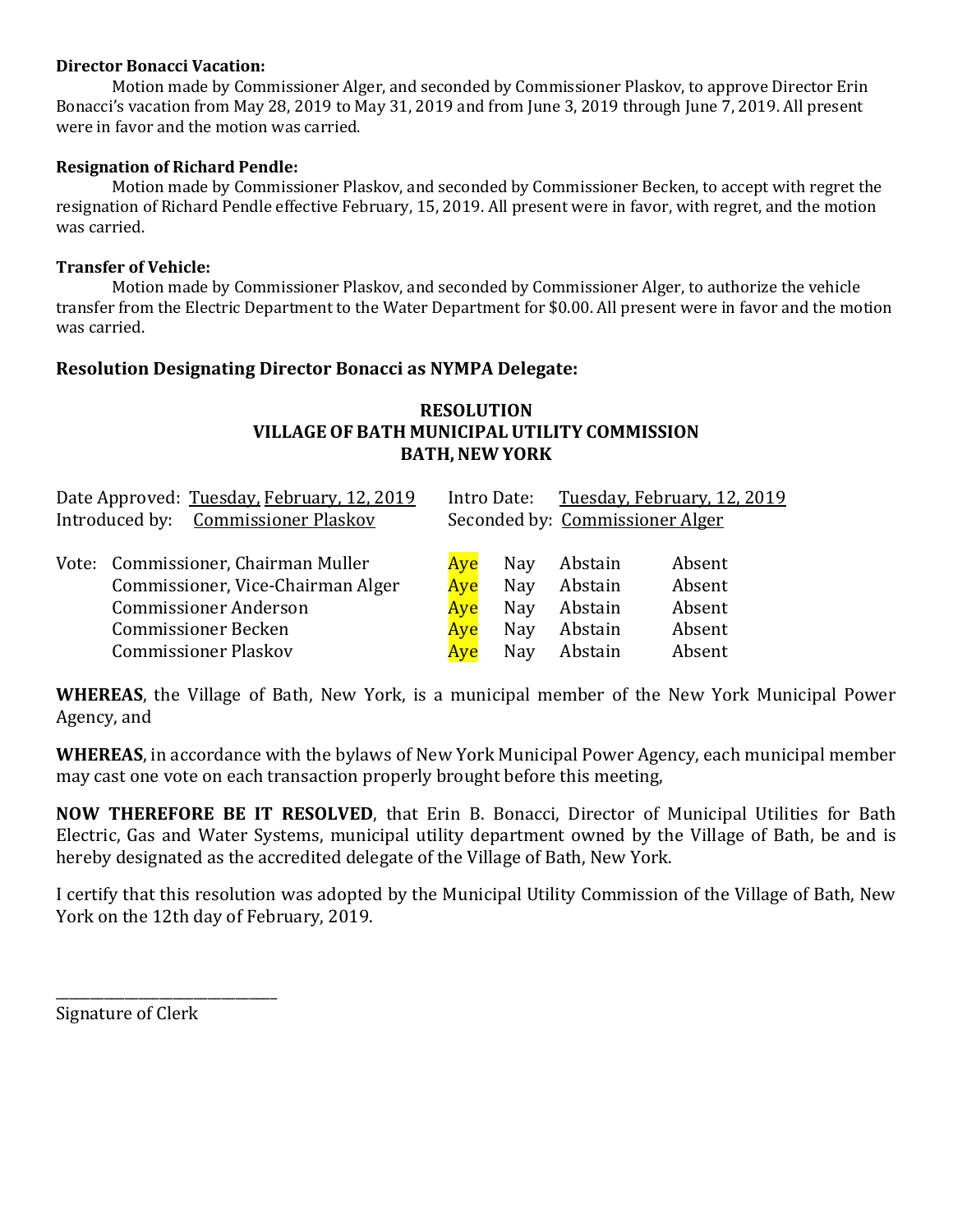**Director Bonacci Vacation:**

Motion made by Commissioner Alger, and seconded by Commissioner Plaskov, to approve Director Erin Bonacci's vacation from May 28, 2019 to May 31, 2019 and from June 3, 2019 through June 7, 2019. All present were in favor and the motion was carried.

**Resignation of Richard Pendle:**

Motion made by Commissioner Plaskov, and seconded by Commissioner Becken, to accept with regret the resignation of Richard Pendle effective February, 15, 2019. All present were in favor, with regret, and the motion was carried.

**Transfer of Vehicle:**

Motion made by Commissioner Plaskov, and seconded by Commissioner Alger, to authorize the vehicle transfer from the Electric Department to the Water Department for $0.00. All present were in favor and the motion was carried.

## Resolution Designating Director Bonacci as NYMPA Delegate:

**RESOLUTION**
**VILLAGE OF BATH MUNICIPAL UTILITY COMMISSION**
**BATH, NEW YORK**

Date Approved: Tuesday, February, 12, 2019 Intro Date: Tuesday, February, 12, 2019
Introduced by: Commissioner Plaskov Seconded by: Commissioner Alger

| Vote: | | | | |
|---|---|---|---|---|
| Commissioner, Chairman Muller | Aye | Nay | Abstain | Absent |
| Commissioner, Vice-Chairman Alger | Aye | Nay | Abstain | Absent |
| Commissioner Anderson | Aye | Nay | Abstain | Absent |
| Commissioner Becken | Aye | Nay | Abstain | Absent |
| Commissioner Plaskov | Aye | Nay | Abstain | Absent |

**WHEREAS**, the Village of Bath, New York, is a municipal member of the New York Municipal Power Agency, and

**WHEREAS**, in accordance with the bylaws of New York Municipal Power Agency, each municipal member may cast one vote on each transaction properly brought before this meeting,

**NOW THEREFORE BE IT RESOLVED**, that Erin B. Bonacci, Director of Municipal Utilities for Bath Electric, Gas and Water Systems, municipal utility department owned by the Village of Bath, be and is hereby designated as the accredited delegate of the Village of Bath, New York.

I certify that this resolution was adopted by the Municipal Utility Commission of the Village of Bath, New York on the 12th day of February, 2019.

______________________________
Signature of Clerk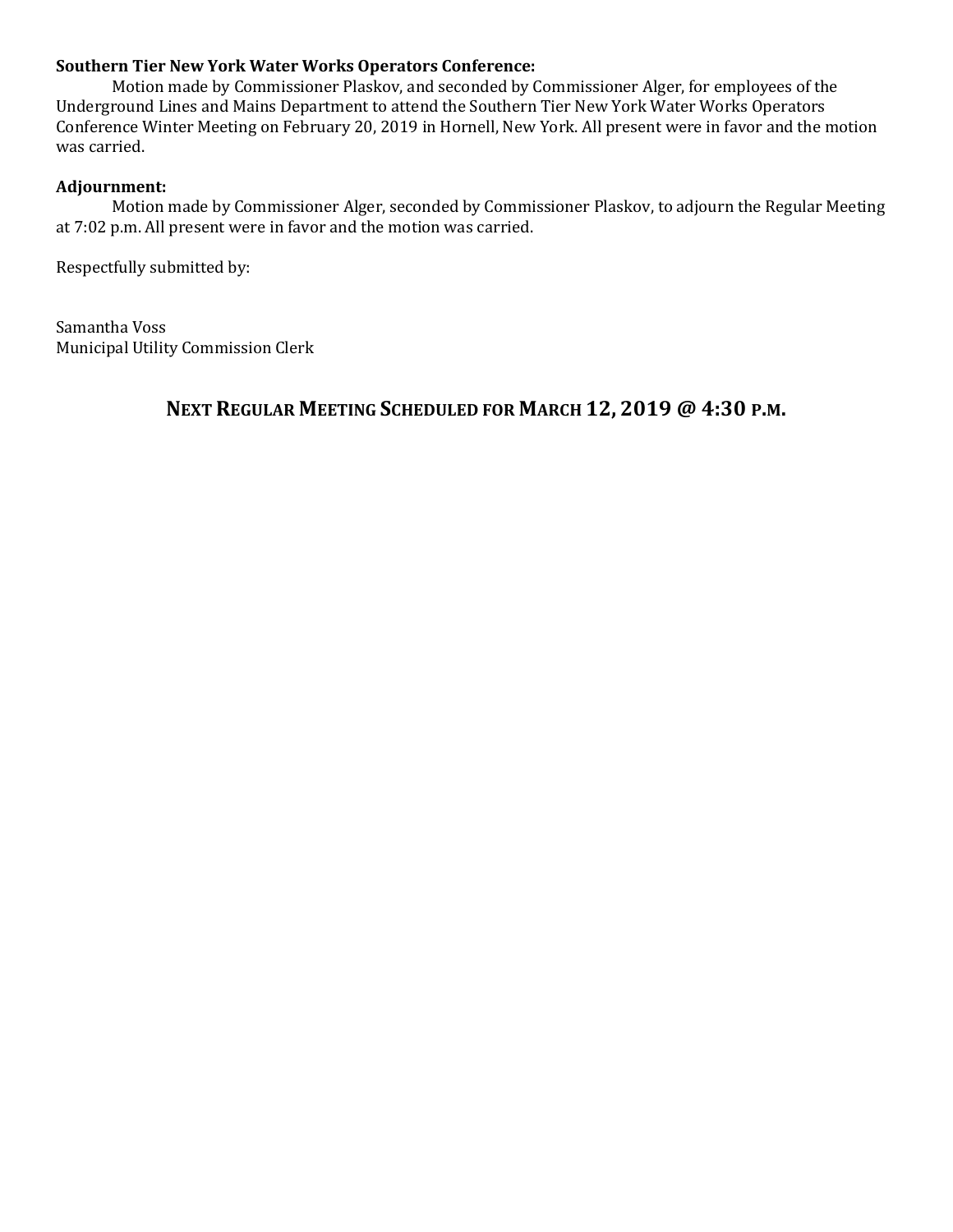**Southern Tier New York Water Works Operators Conference:**

Motion made by Commissioner Plaskov, and seconded by Commissioner Alger, for employees of the Underground Lines and Mains Department to attend the Southern Tier New York Water Works Operators Conference Winter Meeting on February 20, 2019 in Hornell, New York. All present were in favor and the motion was carried.

**Adjournment:**

Motion made by Commissioner Alger, seconded by Commissioner Plaskov, to adjourn the Regular Meeting at 7:02 p.m. All present were in favor and the motion was carried.

Respectfully submitted by:

Samantha Voss
Municipal Utility Commission Clerk

## NEXT REGULAR MEETING SCHEDULED FOR MARCH 12, 2019 @ 4:30 P.M.